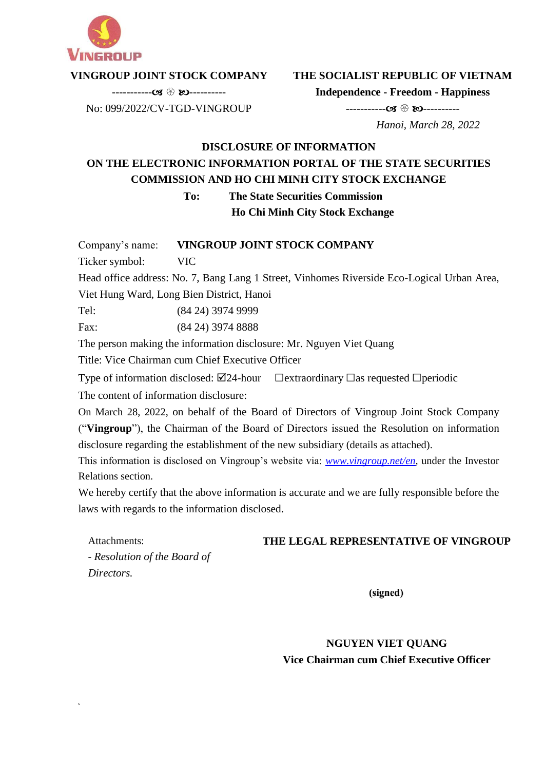**VINGROUP JOINT STOCK COMPANY**

-----------☙ ❀ ❧----------

No: 099/2022/CV-TGD-VINGROUP

**THE SOCIALIST REPUBLIC OF VIETNAM**

**Independence - Freedom - Happiness**

-----------☙ ❀ ❧----------

*Hanoi, March 28, 2022*

**DISCLOSURE OF INFORMATION**

**ON THE ELECTRONIC INFORMATION PORTAL OF THE STATE SECURITIES COMMISSION AND HO CHI MINH CITY STOCK EXCHANGE**

**To: The State Securities Commission**
**Ho Chi Minh City Stock Exchange**

Company's name: **VINGROUP JOINT STOCK COMPANY**

Ticker symbol: VIC

Head office address: No. 7, Bang Lang 1 Street, Vinhomes Riverside Eco-Logical Urban Area, Viet Hung Ward, Long Bien District, Hanoi

Tel: (84 24) 3974 9999

Fax: (84 24) 3974 8888

The person making the information disclosure: Mr. Nguyen Viet Quang

Title: Vice Chairman cum Chief Executive Officer

Type of information disclosed: ☑24-hour ☐extraordinary ☐as requested ☐periodic

The content of information disclosure:

On March 28, 2022, on behalf of the Board of Directors of Vingroup Joint Stock Company ("**Vingroup**"), the Chairman of the Board of Directors issued the Resolution on information disclosure regarding the establishment of the new subsidiary (details as attached).

This information is disclosed on Vingroup's website via: *www.vingroup.net/en*, under the Investor Relations section.

We hereby certify that the above information is accurate and we are fully responsible before the laws with regards to the information disclosed.

Attachments:

*- Resolution of the Board of Directors.*

**THE LEGAL REPRESENTATIVE OF VINGROUP**

**(signed)**

**NGUYEN VIET QUANG**

**Vice Chairman cum Chief Executive Officer**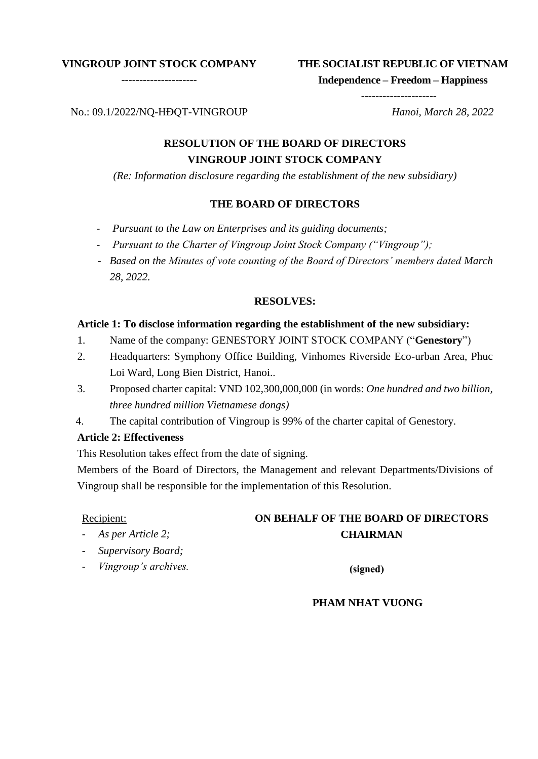**VINGROUP JOINT STOCK COMPANY**

--------------------

**THE SOCIALIST REPUBLIC OF VIETNAM**

**Independence – Freedom – Happiness**

--------------------

No.: 09.1/2022/NQ-HĐQT-VINGROUP

*Hanoi, March 28, 2022*

# RESOLUTION OF THE BOARD OF DIRECTORS
# VINGROUP JOINT STOCK COMPANY

*(Re: Information disclosure regarding the establishment of the new subsidiary)*

## THE BOARD OF DIRECTORS

- *Pursuant to the Law on Enterprises and its guiding documents;*
- *Pursuant to the Charter of Vingroup Joint Stock Company ("Vingroup");*
- *Based on the Minutes of vote counting of the Board of Directors' members dated March 28, 2022.*

## RESOLVES:

**Article 1: To disclose information regarding the establishment of the new subsidiary:**

1. Name of the company: GENESTORY JOINT STOCK COMPANY ("**Genestory**")
2. Headquarters: Symphony Office Building, Vinhomes Riverside Eco-urban Area, Phuc Loi Ward, Long Bien District, Hanoi..
3. Proposed charter capital: VND 102,300,000,000 (in words: *One hundred and two billion, three hundred million Vietnamese dongs)*
4. The capital contribution of Vingroup is 99% of the charter capital of Genestory.

**Article 2: Effectiveness**

This Resolution takes effect from the date of signing.

Members of the Board of Directors, the Management and relevant Departments/Divisions of Vingroup shall be responsible for the implementation of this Resolution.

Recipient:

- *As per Article 2;*
- *Supervisory Board;*
- *Vingroup's archives.*

**ON BEHALF OF THE BOARD OF DIRECTORS**

**CHAIRMAN**

**(signed)**

**PHAM NHAT VUONG**